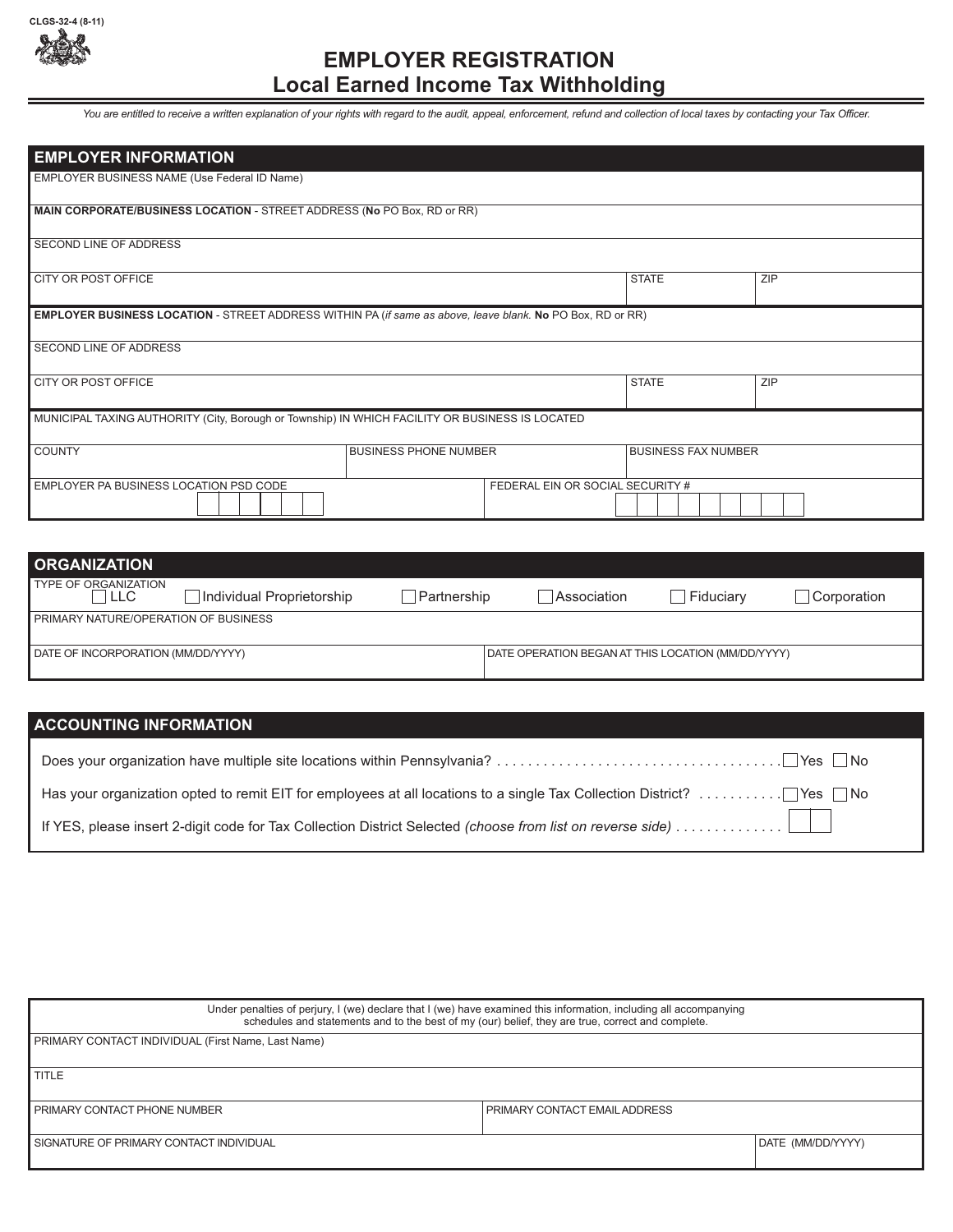CLGS-32-4 (8-11)

# EMPLOYER REGISTRATION
## Local Earned Income Tax Withholding

*You are entitled to receive a written explanation of your rights with regard to the audit, appeal, enforcement, refund and collection of local taxes by contacting your Tax Officer.*

## EMPLOYER INFORMATION

| | | | |
|---|---|---|---|
| EMPLOYER BUSINESS NAME (Use Federal ID Name) | | | |
| **MAIN CORPORATE/BUSINESS LOCATION** - STREET ADDRESS (**No** PO Box, RD or RR) | | | |
| SECOND LINE OF ADDRESS | | | |
| CITY OR POST OFFICE | | STATE | ZIP |
| **EMPLOYER BUSINESS LOCATION** - STREET ADDRESS WITHIN PA (*if same as above, leave blank.* **No** PO Box, RD or RR) | | | |
| SECOND LINE OF ADDRESS | | | |
| CITY OR POST OFFICE | | STATE | ZIP |
| MUNICIPAL TAXING AUTHORITY (City, Borough or Township) IN WHICH FACILITY OR BUSINESS IS LOCATED | | | |
| COUNTY | BUSINESS PHONE NUMBER | BUSINESS FAX NUMBER | |
| EMPLOYER PA BUSINESS LOCATION PSD CODE | FEDERAL EIN OR SOCIAL SECURITY # | | |

## ORGANIZATION

TYPE OF ORGANIZATION
☐ LLC ☐ Individual Proprietorship ☐ Partnership ☐ Association ☐ Fiduciary ☐ Corporation

| | |
|---|---|
| PRIMARY NATURE/OPERATION OF BUSINESS | |
| DATE OF INCORPORATION (MM/DD/YYYY) | DATE OPERATION BEGAN AT THIS LOCATION (MM/DD/YYYY) |

## ACCOUNTING INFORMATION

Does your organization have multiple site locations within Pennsylvania? .................................... ☐ Yes ☐ No

Has your organization opted to remit EIT for employees at all locations to a single Tax Collection District? .......... ☐ Yes ☐ No

If YES, please insert 2-digit code for Tax Collection District Selected *(choose from list on reverse side)* .............. ☐☐

Under penalties of perjury, I (we) declare that I (we) have examined this information, including all accompanying schedules and statements and to the best of my (our) belief, they are true, correct and complete.

| | |
|---|---|
| PRIMARY CONTACT INDIVIDUAL (First Name, Last Name) | |
| TITLE | |
| PRIMARY CONTACT PHONE NUMBER | PRIMARY CONTACT EMAIL ADDRESS |
| SIGNATURE OF PRIMARY CONTACT INDIVIDUAL | DATE (MM/DD/YYYY) |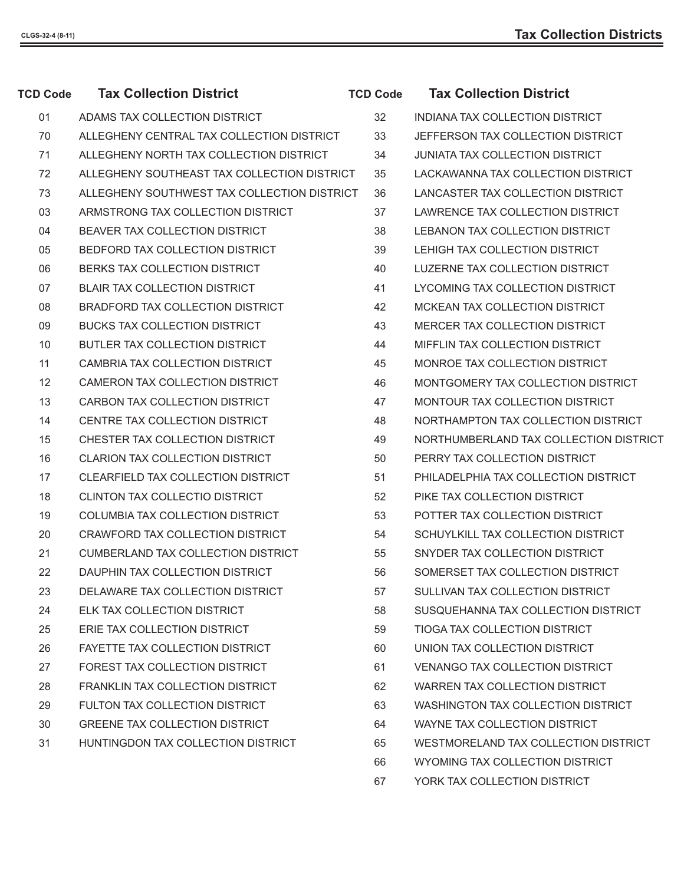# Tax Collection Districts

| TCD Code | Tax Collection District |
|---|---|
| 01 | ADAMS TAX COLLECTION DISTRICT |
| 70 | ALLEGHENY CENTRAL TAX COLLECTION DISTRICT |
| 71 | ALLEGHENY NORTH TAX COLLECTION DISTRICT |
| 72 | ALLEGHENY SOUTHEAST TAX COLLECTION DISTRICT |
| 73 | ALLEGHENY SOUTHWEST TAX COLLECTION DISTRICT |
| 03 | ARMSTRONG TAX COLLECTION DISTRICT |
| 04 | BEAVER TAX COLLECTION DISTRICT |
| 05 | BEDFORD TAX COLLECTION DISTRICT |
| 06 | BERKS TAX COLLECTION DISTRICT |
| 07 | BLAIR TAX COLLECTION DISTRICT |
| 08 | BRADFORD TAX COLLECTION DISTRICT |
| 09 | BUCKS TAX COLLECTION DISTRICT |
| 10 | BUTLER TAX COLLECTION DISTRICT |
| 11 | CAMBRIA TAX COLLECTION DISTRICT |
| 12 | CAMERON TAX COLLECTION DISTRICT |
| 13 | CARBON TAX COLLECTION DISTRICT |
| 14 | CENTRE TAX COLLECTION DISTRICT |
| 15 | CHESTER TAX COLLECTION DISTRICT |
| 16 | CLARION TAX COLLECTION DISTRICT |
| 17 | CLEARFIELD TAX COLLECTION DISTRICT |
| 18 | CLINTON TAX COLLECTIO DISTRICT |
| 19 | COLUMBIA TAX COLLECTION DISTRICT |
| 20 | CRAWFORD TAX COLLECTION DISTRICT |
| 21 | CUMBERLAND TAX COLLECTION DISTRICT |
| 22 | DAUPHIN TAX COLLECTION DISTRICT |
| 23 | DELAWARE TAX COLLECTION DISTRICT |
| 24 | ELK TAX COLLECTION DISTRICT |
| 25 | ERIE TAX COLLECTION DISTRICT |
| 26 | FAYETTE TAX COLLECTION DISTRICT |
| 27 | FOREST TAX COLLECTION DISTRICT |
| 28 | FRANKLIN TAX COLLECTION DISTRICT |
| 29 | FULTON TAX COLLECTION DISTRICT |
| 30 | GREENE TAX COLLECTION DISTRICT |
| 31 | HUNTINGDON TAX COLLECTION DISTRICT |
| 32 | INDIANA TAX COLLECTION DISTRICT |
| 33 | JEFFERSON TAX COLLECTION DISTRICT |
| 34 | JUNIATA TAX COLLECTION DISTRICT |
| 35 | LACKAWANNA TAX COLLECTION DISTRICT |
| 36 | LANCASTER TAX COLLECTION DISTRICT |
| 37 | LAWRENCE TAX COLLECTION DISTRICT |
| 38 | LEBANON TAX COLLECTION DISTRICT |
| 39 | LEHIGH TAX COLLECTION DISTRICT |
| 40 | LUZERNE TAX COLLECTION DISTRICT |
| 41 | LYCOMING TAX COLLECTION DISTRICT |
| 42 | MCKEAN TAX COLLECTION DISTRICT |
| 43 | MERCER TAX COLLECTION DISTRICT |
| 44 | MIFFLIN TAX COLLECTION DISTRICT |
| 45 | MONROE TAX COLLECTION DISTRICT |
| 46 | MONTGOMERY TAX COLLECTION DISTRICT |
| 47 | MONTOUR TAX COLLECTION DISTRICT |
| 48 | NORTHAMPTON TAX COLLECTION DISTRICT |
| 49 | NORTHUMBERLAND TAX COLLECTION DISTRICT |
| 50 | PERRY TAX COLLECTION DISTRICT |
| 51 | PHILADELPHIA TAX COLLECTION DISTRICT |
| 52 | PIKE TAX COLLECTION DISTRICT |
| 53 | POTTER TAX COLLECTION DISTRICT |
| 54 | SCHUYLKILL TAX COLLECTION DISTRICT |
| 55 | SNYDER TAX COLLECTION DISTRICT |
| 56 | SOMERSET TAX COLLECTION DISTRICT |
| 57 | SULLIVAN TAX COLLECTION DISTRICT |
| 58 | SUSQUEHANNA TAX COLLECTION DISTRICT |
| 59 | TIOGA TAX COLLECTION DISTRICT |
| 60 | UNION TAX COLLECTION DISTRICT |
| 61 | VENANGO TAX COLLECTION DISTRICT |
| 62 | WARREN TAX COLLECTION DISTRICT |
| 63 | WASHINGTON TAX COLLECTION DISTRICT |
| 64 | WAYNE TAX COLLECTION DISTRICT |
| 65 | WESTMORELAND TAX COLLECTION DISTRICT |
| 66 | WYOMING TAX COLLECTION DISTRICT |
| 67 | YORK TAX COLLECTION DISTRICT |